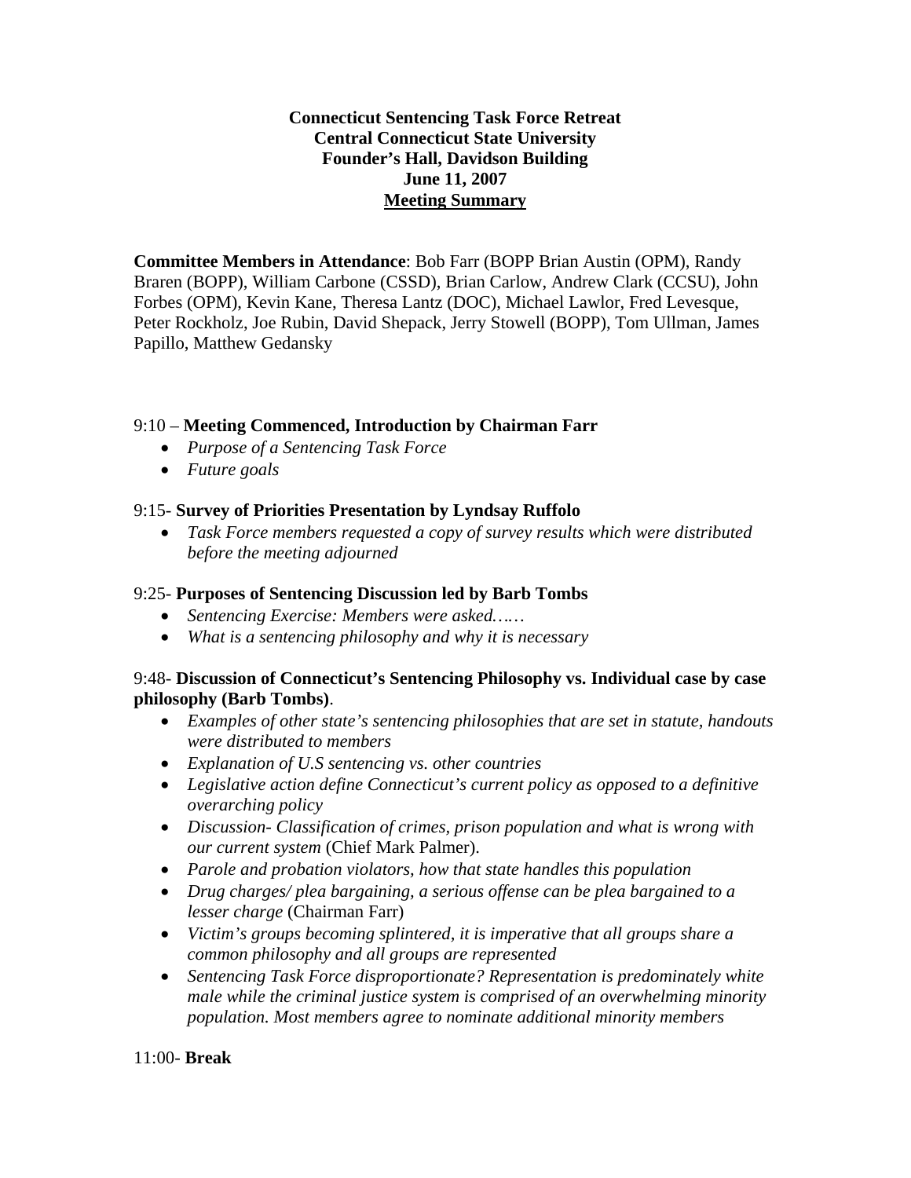**Connecticut Sentencing Task Force Retreat**
**Central Connecticut State University**
**Founder's Hall, Davidson Building**
**June 11, 2007**
**Meeting Summary**

**Committee Members in Attendance**: Bob Farr (BOPP Brian Austin (OPM), Randy Braren (BOPP), William Carbone (CSSD), Brian Carlow, Andrew Clark (CCSU), John Forbes (OPM), Kevin Kane, Theresa Lantz (DOC), Michael Lawlor, Fred Levesque, Peter Rockholz, Joe Rubin, David Shepack, Jerry Stowell (BOPP), Tom Ullman, James Papillo, Matthew Gedansky

9:10 – **Meeting Commenced, Introduction by Chairman Farr**

- *Purpose of a Sentencing Task Force*
- *Future goals*

9:15- **Survey of Priorities Presentation by Lyndsay Ruffolo**

- *Task Force members requested a copy of survey results which were distributed before the meeting adjourned*

9:25- **Purposes of Sentencing Discussion led by Barb Tombs**

- *Sentencing Exercise: Members were asked……*
- *What is a sentencing philosophy and why it is necessary*

9:48- **Discussion of Connecticut's Sentencing Philosophy vs. Individual case by case philosophy (Barb Tombs)**.

- *Examples of other state's sentencing philosophies that are set in statute, handouts were distributed to members*
- *Explanation of U.S sentencing vs. other countries*
- *Legislative action define Connecticut's current policy as opposed to a definitive overarching policy*
- *Discussion- Classification of crimes, prison population and what is wrong with our current system* (Chief Mark Palmer).
- *Parole and probation violators, how that state handles this population*
- *Drug charges/ plea bargaining, a serious offense can be plea bargained to a lesser charge* (Chairman Farr)
- *Victim's groups becoming splintered, it is imperative that all groups share a common philosophy and all groups are represented*
- *Sentencing Task Force disproportionate? Representation is predominately white male while the criminal justice system is comprised of an overwhelming minority population. Most members agree to nominate additional minority members*

11:00- **Break**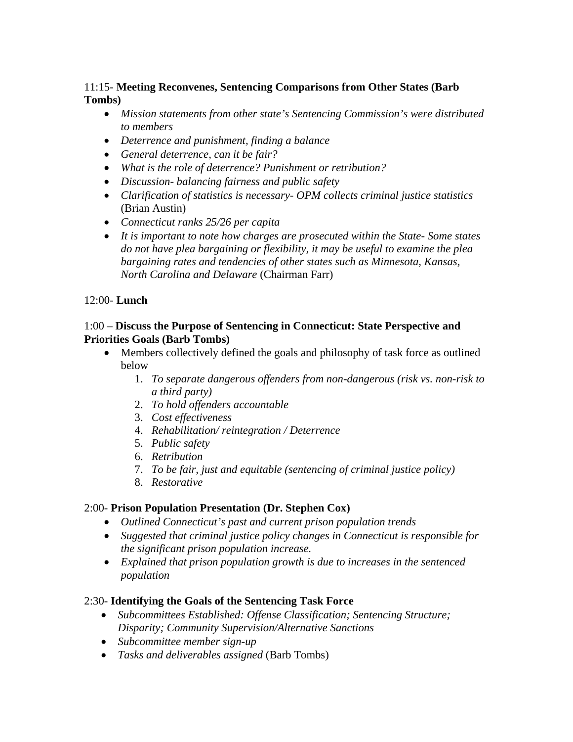11:15- **Meeting Reconvenes, Sentencing Comparisons from Other States (Barb Tombs)**

- *Mission statements from other state's Sentencing Commission's were distributed to members*
- *Deterrence and punishment, finding a balance*
- *General deterrence, can it be fair?*
- *What is the role of deterrence? Punishment or retribution?*
- *Discussion- balancing fairness and public safety*
- *Clarification of statistics is necessary- OPM collects criminal justice statistics* (Brian Austin)
- *Connecticut ranks 25/26 per capita*
- *It is important to note how charges are prosecuted within the State- Some states do not have plea bargaining or flexibility, it may be useful to examine the plea bargaining rates and tendencies of other states such as Minnesota, Kansas, North Carolina and Delaware* (Chairman Farr)

12:00- **Lunch**

1:00 – **Discuss the Purpose of Sentencing in Connecticut: State Perspective and Priorities Goals (Barb Tombs)**

- Members collectively defined the goals and philosophy of task force as outlined below
    1. *To separate dangerous offenders from non-dangerous (risk vs. non-risk to a third party)*
    2. *To hold offenders accountable*
    3. *Cost effectiveness*
    4. *Rehabilitation/ reintegration / Deterrence*
    5. *Public safety*
    6. *Retribution*
    7. *To be fair, just and equitable (sentencing of criminal justice policy)*
    8. *Restorative*

2:00- **Prison Population Presentation (Dr. Stephen Cox)**

- *Outlined Connecticut's past and current prison population trends*
- *Suggested that criminal justice policy changes in Connecticut is responsible for the significant prison population increase.*
- *Explained that prison population growth is due to increases in the sentenced population*

2:30- **Identifying the Goals of the Sentencing Task Force**

- *Subcommittees Established: Offense Classification; Sentencing Structure; Disparity; Community Supervision/Alternative Sanctions*
- *Subcommittee member sign-up*
- *Tasks and deliverables assigned* (Barb Tombs)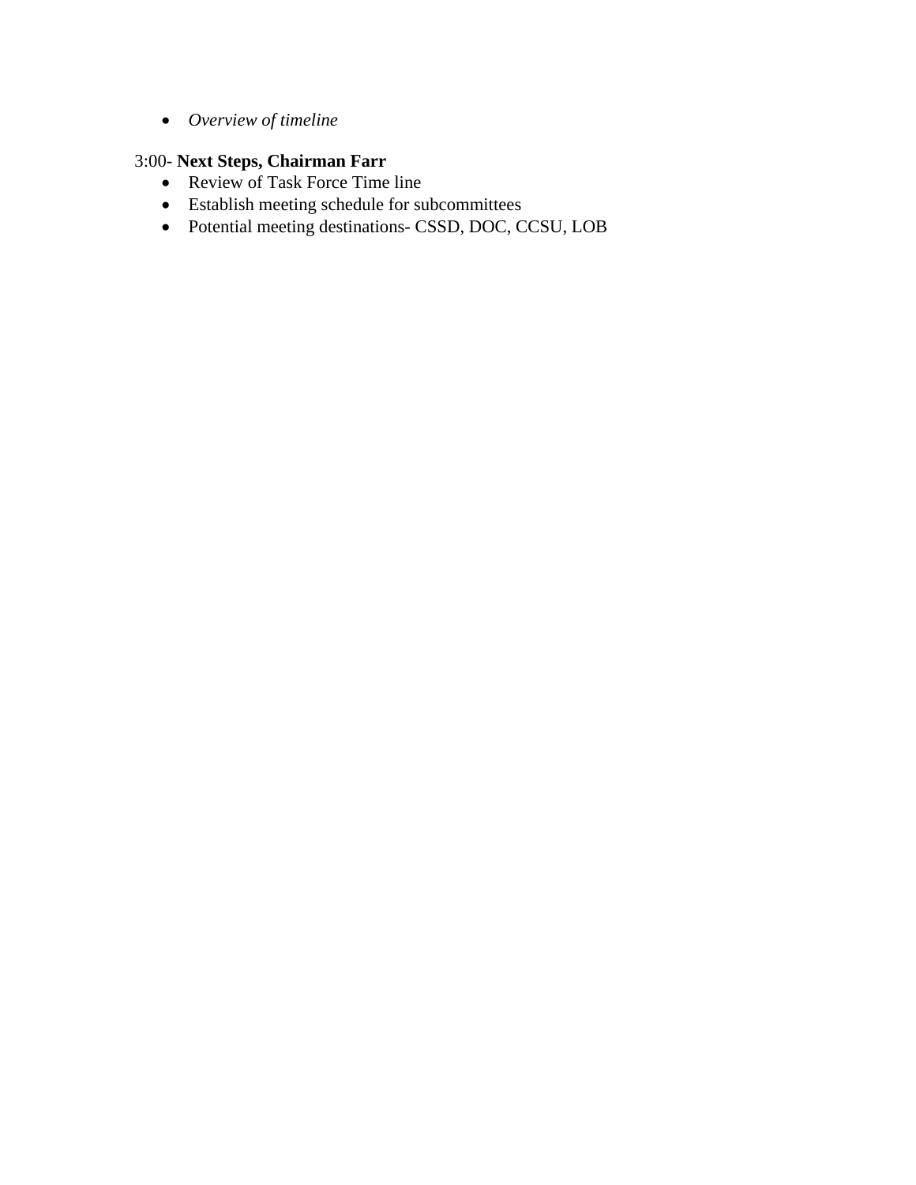- *Overview of timeline*

3:00- **Next Steps, Chairman Farr**

- Review of Task Force Time line
- Establish meeting schedule for subcommittees
- Potential meeting destinations- CSSD, DOC, CCSU, LOB